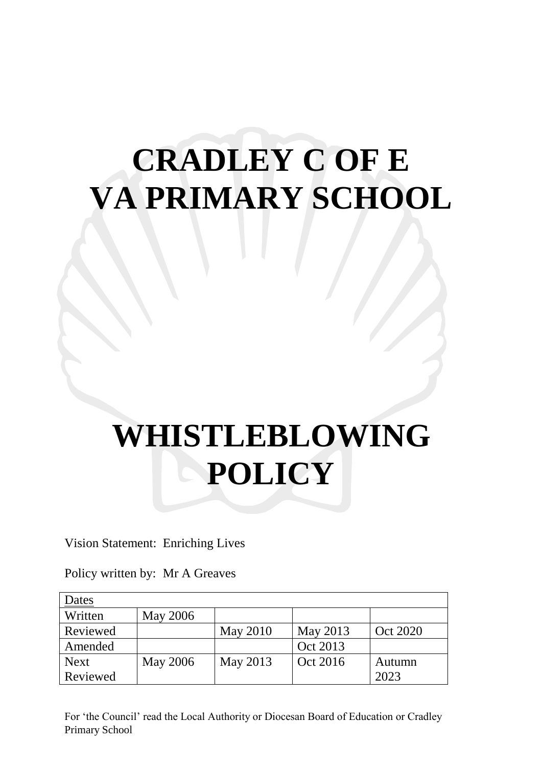# CRADLEY C OF E VA PRIMARY SCHOOL

# WHISTLEBLOWING POLICY

Vision Statement: Enriching Lives

Policy written by: Mr A Greaves

| Dates | | | | |
|---|---|---|---|---|
| Written | May 2006 | | | |
| Reviewed | | May 2010 | May 2013 | Oct 2020 |
| Amended | | | Oct 2013 | |
| Next Reviewed | May 2006 | May 2013 | Oct 2016 | Autumn 2023 |

For 'the Council' read the Local Authority or Diocesan Board of Education or Cradley Primary School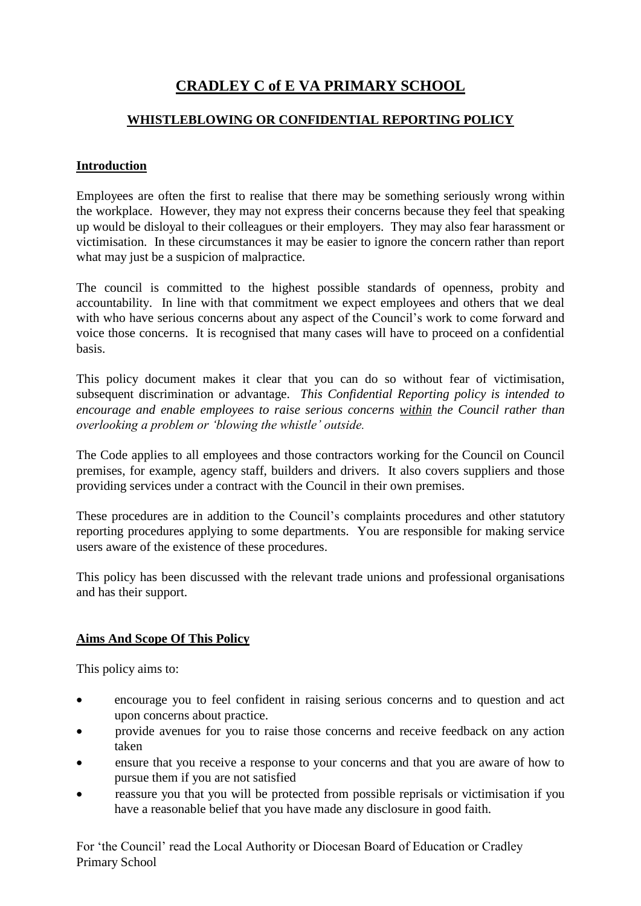# CRADLEY C of E VA PRIMARY SCHOOL

## WHISTLEBLOWING OR CONFIDENTIAL REPORTING POLICY

### Introduction

Employees are often the first to realise that there may be something seriously wrong within the workplace. However, they may not express their concerns because they feel that speaking up would be disloyal to their colleagues or their employers. They may also fear harassment or victimisation. In these circumstances it may be easier to ignore the concern rather than report what may just be a suspicion of malpractice.

The council is committed to the highest possible standards of openness, probity and accountability. In line with that commitment we expect employees and others that we deal with who have serious concerns about any aspect of the Council's work to come forward and voice those concerns. It is recognised that many cases will have to proceed on a confidential basis.

This policy document makes it clear that you can do so without fear of victimisation, subsequent discrimination or advantage. *This Confidential Reporting policy is intended to encourage and enable employees to raise serious concerns within the Council rather than overlooking a problem or 'blowing the whistle' outside.*

The Code applies to all employees and those contractors working for the Council on Council premises, for example, agency staff, builders and drivers. It also covers suppliers and those providing services under a contract with the Council in their own premises.

These procedures are in addition to the Council's complaints procedures and other statutory reporting procedures applying to some departments. You are responsible for making service users aware of the existence of these procedures.

This policy has been discussed with the relevant trade unions and professional organisations and has their support.

### Aims And Scope Of This Policy

This policy aims to:

- encourage you to feel confident in raising serious concerns and to question and act upon concerns about practice.
- provide avenues for you to raise those concerns and receive feedback on any action taken
- ensure that you receive a response to your concerns and that you are aware of how to pursue them if you are not satisfied
- reassure you that you will be protected from possible reprisals or victimisation if you have a reasonable belief that you have made any disclosure in good faith.

For 'the Council' read the Local Authority or Diocesan Board of Education or Cradley Primary School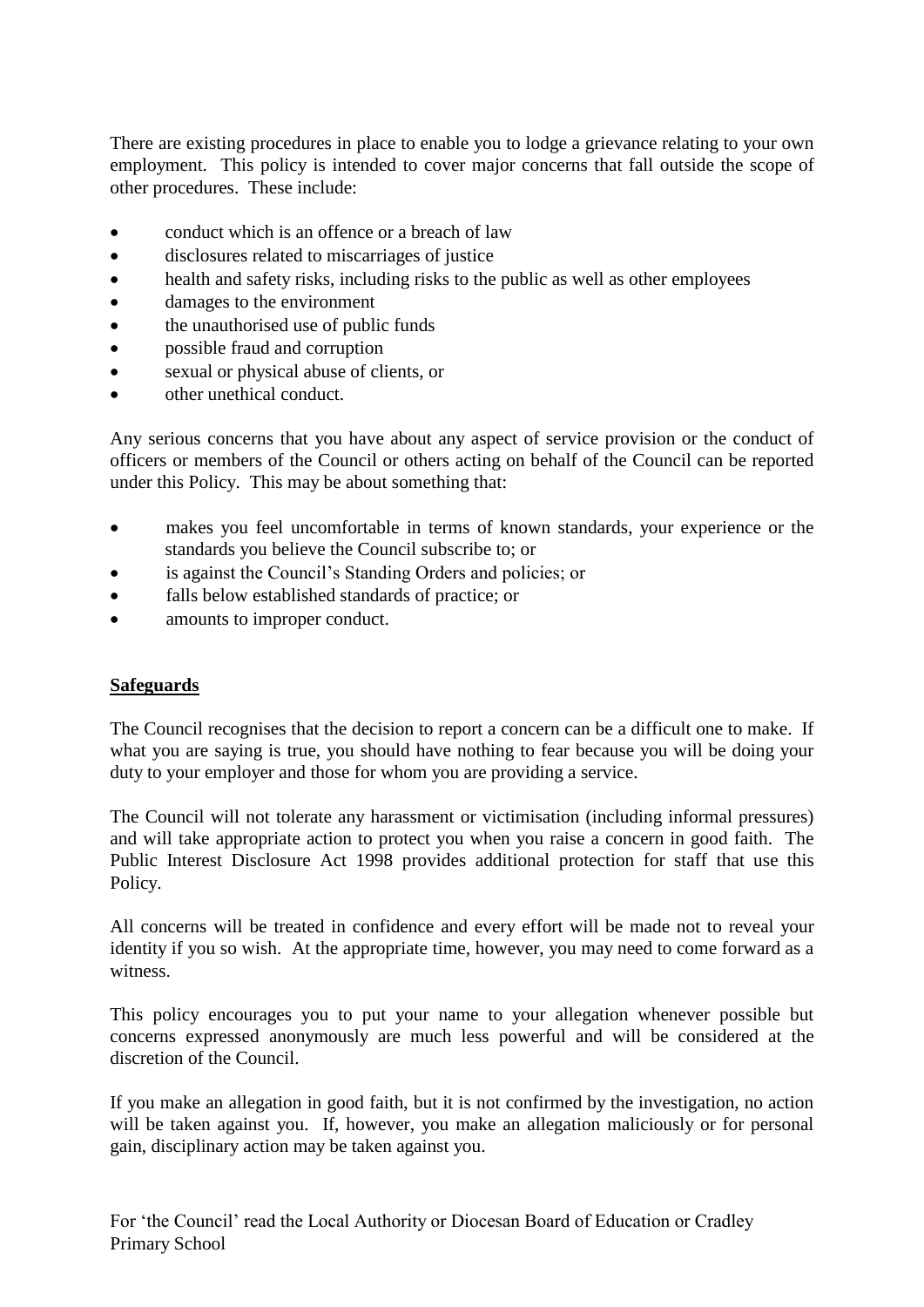There are existing procedures in place to enable you to lodge a grievance relating to your own employment. This policy is intended to cover major concerns that fall outside the scope of other procedures. These include:

- conduct which is an offence or a breach of law
- disclosures related to miscarriages of justice
- health and safety risks, including risks to the public as well as other employees
- damages to the environment
- the unauthorised use of public funds
- possible fraud and corruption
- sexual or physical abuse of clients, or
- other unethical conduct.

Any serious concerns that you have about any aspect of service provision or the conduct of officers or members of the Council or others acting on behalf of the Council can be reported under this Policy. This may be about something that:

- makes you feel uncomfortable in terms of known standards, your experience or the standards you believe the Council subscribe to; or
- is against the Council's Standing Orders and policies; or
- falls below established standards of practice; or
- amounts to improper conduct.

## Safeguards

The Council recognises that the decision to report a concern can be a difficult one to make. If what you are saying is true, you should have nothing to fear because you will be doing your duty to your employer and those for whom you are providing a service.

The Council will not tolerate any harassment or victimisation (including informal pressures) and will take appropriate action to protect you when you raise a concern in good faith. The Public Interest Disclosure Act 1998 provides additional protection for staff that use this Policy.

All concerns will be treated in confidence and every effort will be made not to reveal your identity if you so wish. At the appropriate time, however, you may need to come forward as a witness.

This policy encourages you to put your name to your allegation whenever possible but concerns expressed anonymously are much less powerful and will be considered at the discretion of the Council.

If you make an allegation in good faith, but it is not confirmed by the investigation, no action will be taken against you. If, however, you make an allegation maliciously or for personal gain, disciplinary action may be taken against you.

For 'the Council' read the Local Authority or Diocesan Board of Education or Cradley Primary School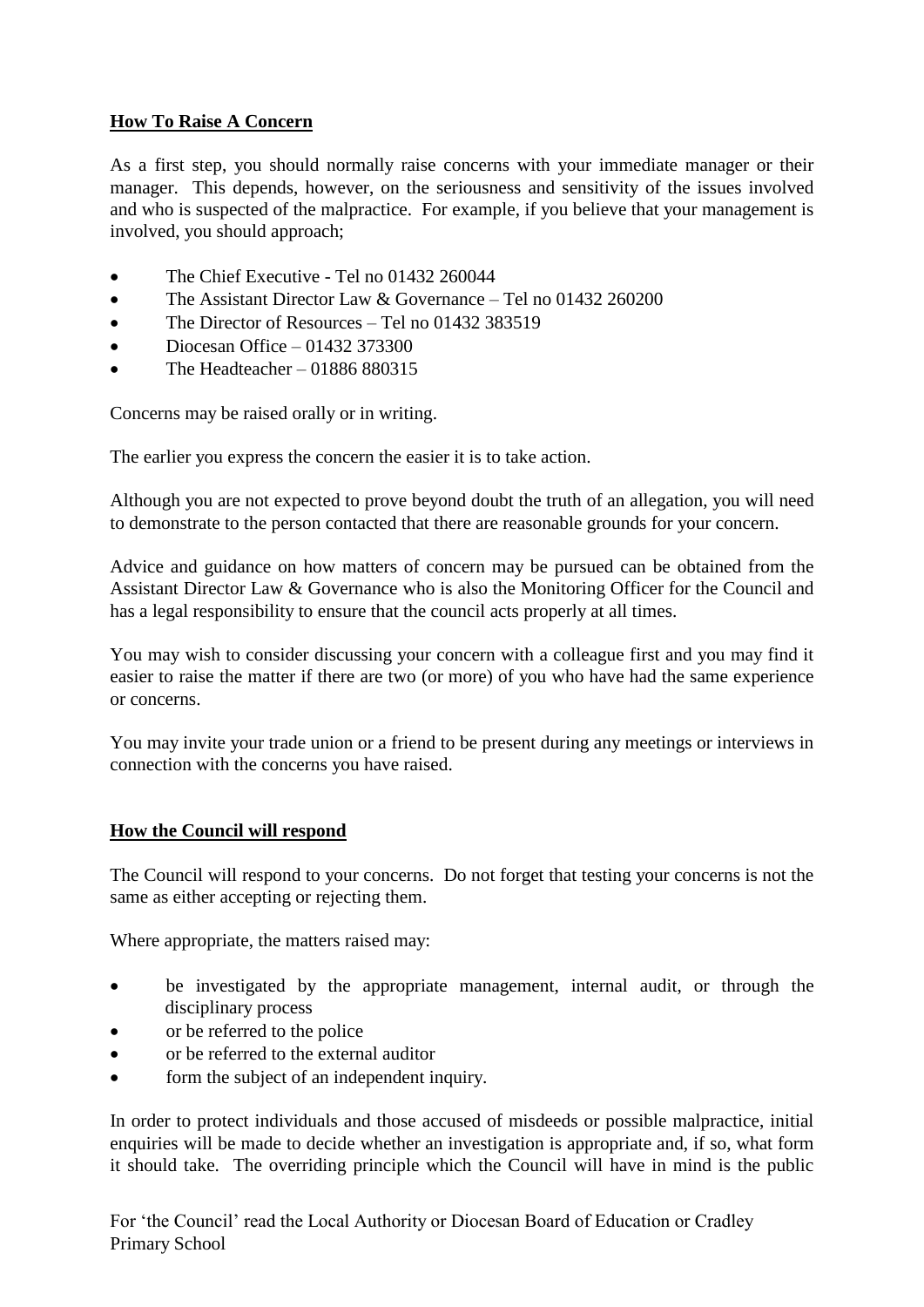**How To Raise A Concern**

As a first step, you should normally raise concerns with your immediate manager or their manager. This depends, however, on the seriousness and sensitivity of the issues involved and who is suspected of the malpractice. For example, if you believe that your management is involved, you should approach;

- The Chief Executive - Tel no 01432 260044
- The Assistant Director Law & Governance – Tel no 01432 260200
- The Director of Resources – Tel no 01432 383519
- Diocesan Office – 01432 373300
- The Headteacher – 01886 880315

Concerns may be raised orally or in writing.

The earlier you express the concern the easier it is to take action.

Although you are not expected to prove beyond doubt the truth of an allegation, you will need to demonstrate to the person contacted that there are reasonable grounds for your concern.

Advice and guidance on how matters of concern may be pursued can be obtained from the Assistant Director Law & Governance who is also the Monitoring Officer for the Council and has a legal responsibility to ensure that the council acts properly at all times.

You may wish to consider discussing your concern with a colleague first and you may find it easier to raise the matter if there are two (or more) of you who have had the same experience or concerns.

You may invite your trade union or a friend to be present during any meetings or interviews in connection with the concerns you have raised.

**How the Council will respond**

The Council will respond to your concerns. Do not forget that testing your concerns is not the same as either accepting or rejecting them.

Where appropriate, the matters raised may:

- be investigated by the appropriate management, internal audit, or through the disciplinary process
- or be referred to the police
- or be referred to the external auditor
- form the subject of an independent inquiry.

In order to protect individuals and those accused of misdeeds or possible malpractice, initial enquiries will be made to decide whether an investigation is appropriate and, if so, what form it should take. The overriding principle which the Council will have in mind is the public

For 'the Council' read the Local Authority or Diocesan Board of Education or Cradley Primary School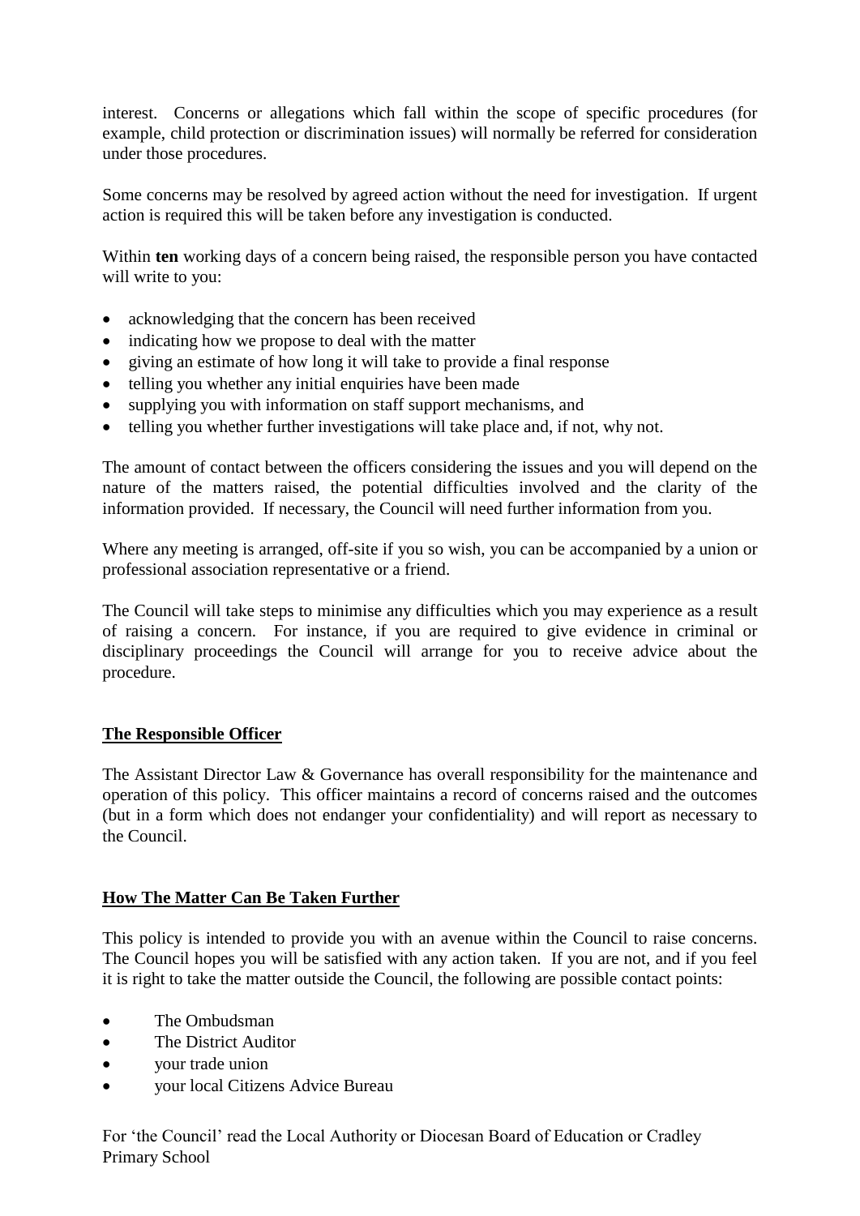interest. Concerns or allegations which fall within the scope of specific procedures (for example, child protection or discrimination issues) will normally be referred for consideration under those procedures.

Some concerns may be resolved by agreed action without the need for investigation. If urgent action is required this will be taken before any investigation is conducted.

Within **ten** working days of a concern being raised, the responsible person you have contacted will write to you:

- acknowledging that the concern has been received
- indicating how we propose to deal with the matter
- giving an estimate of how long it will take to provide a final response
- telling you whether any initial enquiries have been made
- supplying you with information on staff support mechanisms, and
- telling you whether further investigations will take place and, if not, why not.

The amount of contact between the officers considering the issues and you will depend on the nature of the matters raised, the potential difficulties involved and the clarity of the information provided. If necessary, the Council will need further information from you.

Where any meeting is arranged, off-site if you so wish, you can be accompanied by a union or professional association representative or a friend.

The Council will take steps to minimise any difficulties which you may experience as a result of raising a concern. For instance, if you are required to give evidence in criminal or disciplinary proceedings the Council will arrange for you to receive advice about the procedure.

## The Responsible Officer

The Assistant Director Law & Governance has overall responsibility for the maintenance and operation of this policy. This officer maintains a record of concerns raised and the outcomes (but in a form which does not endanger your confidentiality) and will report as necessary to the Council.

## How The Matter Can Be Taken Further

This policy is intended to provide you with an avenue within the Council to raise concerns. The Council hopes you will be satisfied with any action taken. If you are not, and if you feel it is right to take the matter outside the Council, the following are possible contact points:

- The Ombudsman
- The District Auditor
- your trade union
- your local Citizens Advice Bureau

For 'the Council' read the Local Authority or Diocesan Board of Education or Cradley Primary School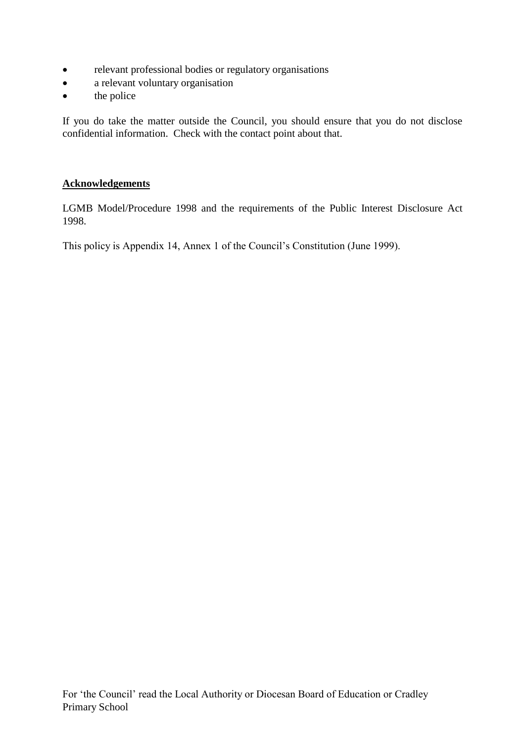- relevant professional bodies or regulatory organisations
- a relevant voluntary organisation
- the police

If you do take the matter outside the Council, you should ensure that you do not disclose confidential information. Check with the contact point about that.

## Acknowledgements

LGMB Model/Procedure 1998 and the requirements of the Public Interest Disclosure Act 1998.

This policy is Appendix 14, Annex 1 of the Council's Constitution (June 1999).